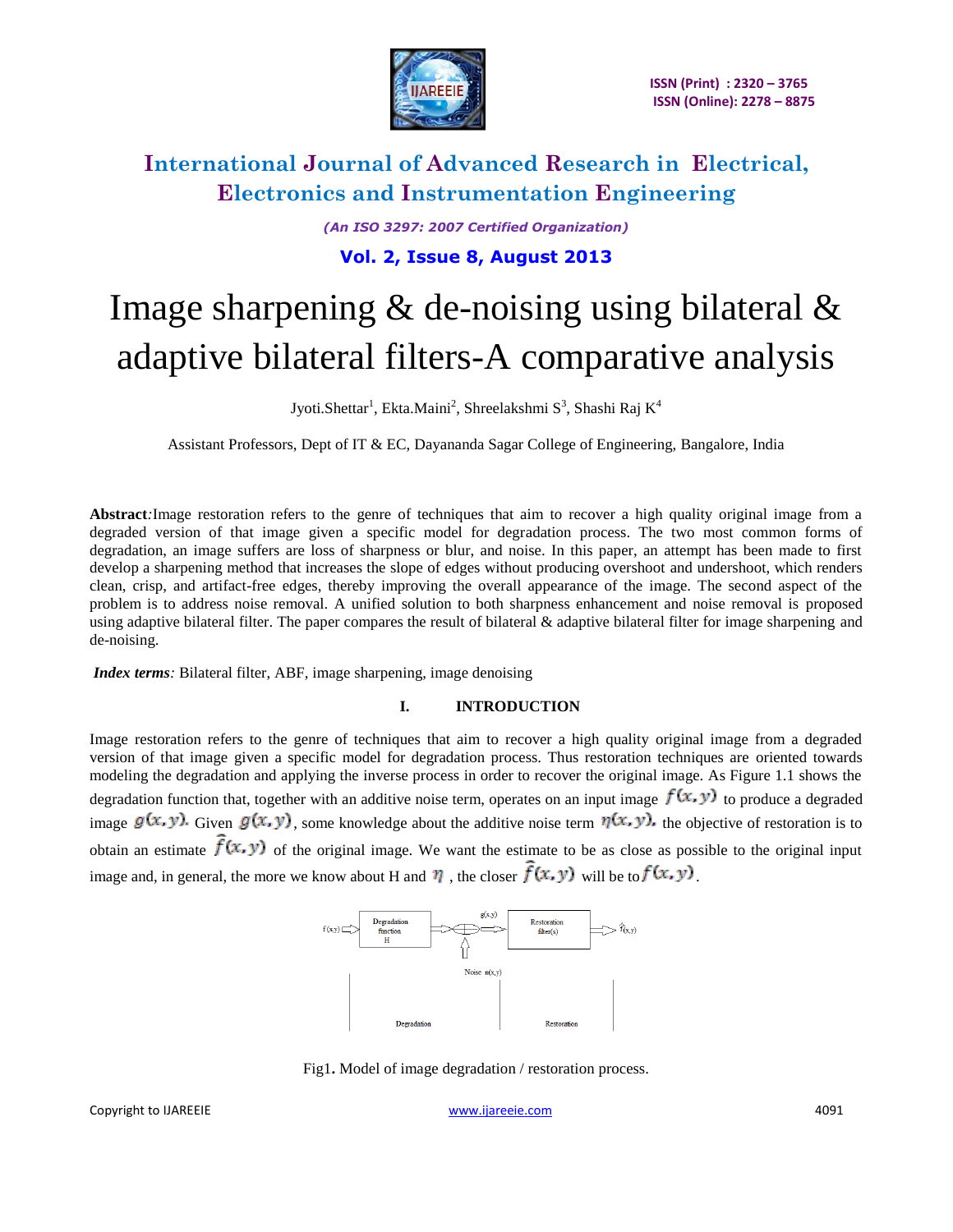# Image sharpening & de-noising using bilateral & adaptive bilateral filters-A comparative analysis

Jyoti.Shettar[1], Ekta.Maini[2], Shreelakshmi S[3], Shashi Raj K[4]

Assistant Professors, Dept of IT & EC, Dayananda Sagar College of Engineering, Bangalore, India

**Abstract**:Image restoration refers to the genre of techniques that aim to recover a high quality original image from a degraded version of that image given a specific model for degradation process. The two most common forms of degradation, an image suffers are loss of sharpness or blur, and noise. In this paper, an attempt has been made to first develop a sharpening method that increases the slope of edges without producing overshoot and undershoot, which renders clean, crisp, and artifact-free edges, thereby improving the overall appearance of the image. The second aspect of the problem is to address noise removal. A unified solution to both sharpness enhancement and noise removal is proposed using adaptive bilateral filter. The paper compares the result of bilateral & adaptive bilateral filter for image sharpening and de-noising.

***Index terms****:* Bilateral filter, ABF, image sharpening, image denoising

## I. INTRODUCTION

Image restoration refers to the genre of techniques that aim to recover a high quality original image from a degraded version of that image given a specific model for degradation process. Thus restoration techniques are oriented towards modeling the degradation and applying the inverse process in order to recover the original image. As Figure 1.1 shows the degradation function that, together with an additive noise term, operates on an input image $f(x,y)$ to produce a degraded image $g(x,y)$. Given $g(x,y)$, some knowledge about the additive noise term $\eta(x,y)$, the objective of restoration is to obtain an estimate $\hat{f}(x,y)$ of the original image. We want the estimate to be as close as possible to the original input image and, in general, the more we know about H and $\eta$ , the closer $\hat{f}(x,y)$ will be to $f(x,y)$.

Fig1. Model of image degradation / restoration process.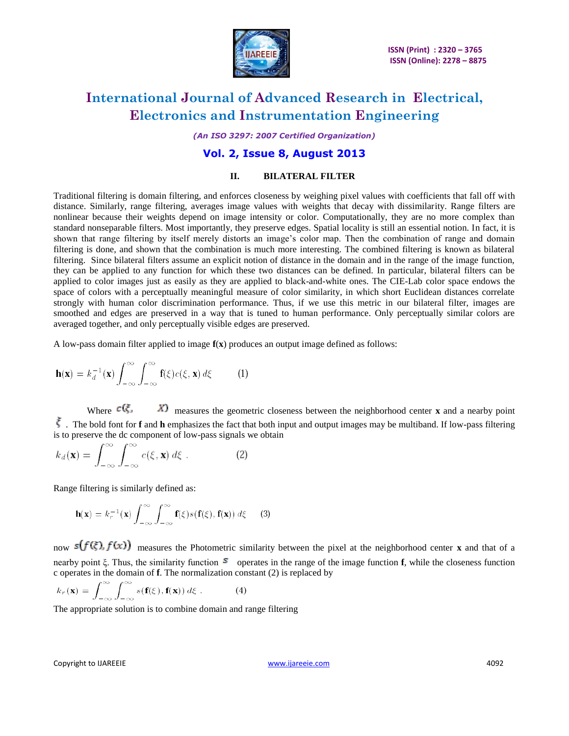## II. BILATERAL FILTER

Traditional filtering is domain filtering, and enforces closeness by weighing pixel values with coefficients that fall off with distance. Similarly, range filtering, averages image values with weights that decay with dissimilarity. Range filters are nonlinear because their weights depend on image intensity or color. Computationally, they are no more complex than standard nonseparable filters. Most importantly, they preserve edges. Spatial locality is still an essential notion. In fact, it is shown that range filtering by itself merely distorts an image's color map. Then the combination of range and domain filtering is done, and shown that the combination is much more interesting. The combined filtering is known as bilateral filtering. Since bilateral filters assume an explicit notion of distance in the domain and in the range of the image function, they can be applied to any function for which these two distances can be defined. In particular, bilateral filters can be applied to color images just as easily as they are applied to black-and-white ones. The CIE-Lab color space endows the space of colors with a perceptually meaningful measure of color similarity, in which short Euclidean distances correlate strongly with human color discrimination performance. Thus, if we use this metric in our bilateral filter, images are smoothed and edges are preserved in a way that is tuned to human performance. Only perceptually similar colors are averaged together, and only perceptually visible edges are preserved.

A low-pass domain filter applied to image $\mathbf{f}(\mathbf{x})$ produces an output image defined as follows:

$$\mathbf{h}(\mathbf{x}) = k_d^{-1}(\mathbf{x}) \int_{-\infty}^{\infty} \int_{-\infty}^{\infty} \mathbf{f}(\xi) c(\xi, \mathbf{x}) \, d\xi \qquad (1)$$

Where $c(\xi, \mathbf{x})$ measures the geometric closeness between the neighborhood center $\mathbf{x}$ and a nearby point $\xi$. The bold font for **f** and **h** emphasizes the fact that both input and output images may be multiband. If low-pass filtering is to preserve the dc component of low-pass signals we obtain

$$k_d(\mathbf{x}) = \int_{-\infty}^{\infty} \int_{-\infty}^{\infty} c(\xi, \mathbf{x}) \, d\xi \; . \qquad (2)$$

Range filtering is similarly defined as:

$$\mathbf{h}(\mathbf{x}) = k_r^{-1}(\mathbf{x}) \int_{-\infty}^{\infty} \int_{-\infty}^{\infty} \mathbf{f}(\xi) s(\mathbf{f}(\xi), \mathbf{f}(\mathbf{x})) \, d\xi \qquad (3)$$

now $s(f(\xi), f(x))$ measures the Photometric similarity between the pixel at the neighborhood center $\mathbf{x}$ and that of a nearby point $\xi$. Thus, the similarity function $s$ operates in the range of the image function **f**, while the closeness function c operates in the domain of **f**. The normalization constant (2) is replaced by

$$k_r(\mathbf{x}) = \int_{-\infty}^{\infty} \int_{-\infty}^{\infty} s(\mathbf{f}(\xi), \mathbf{f}(\mathbf{x})) \, d\xi \; . \qquad (4)$$

The appropriate solution is to combine domain and range filtering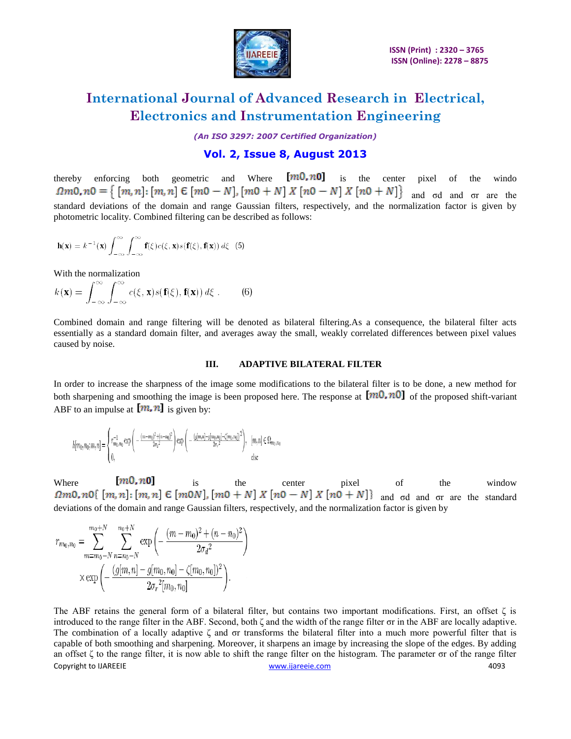thereby enforcing both geometric and Where $[m0, n0]$ is the center pixel of the windo $\Omega m0, n0 = \{ [m, n]: [m, n] \in [m0 - N], [m0 + N] \; X \; [n0 - N] \; X \; [n0 + N]\}$ and σd and σr are the standard deviations of the domain and range Gaussian filters, respectively, and the normalization factor is given by photometric locality. Combined filtering can be described as follows:

$$\mathbf{h}(\mathbf{x}) = k^{-1}(\mathbf{x}) \int_{-\infty}^{\infty} \int_{-\infty}^{\infty} \mathbf{f}(\xi) c(\xi, \mathbf{x}) s(\mathbf{f}(\xi), \mathbf{f}(\mathbf{x})) \, d\xi \quad (5)$$

With the normalization

$$k(\mathbf{x}) = \int_{-\infty}^{\infty} \int_{-\infty}^{\infty} c(\xi, \mathbf{x}) s(\mathbf{f}(\xi), \mathbf{f}(\mathbf{x})) \, d\xi \; . \qquad (6)$$

Combined domain and range filtering will be denoted as bilateral filtering.As a consequence, the bilateral filter acts essentially as a standard domain filter, and averages away the small, weakly correlated differences between pixel values caused by noise.

### III. ADAPTIVE BILATERAL FILTER

In order to increase the sharpness of the image some modifications to the bilateral filter is to be done, a new method for both sharpening and smoothing the image is been proposed here. The response at $[m0, n0]$ of the proposed shift-variant ABF to an impulse at $[m, n]$ is given by:

$$h[m_0, n_0; m, n] = \begin{cases} r_{m_0,n_0}^{-1} \exp\left( -\frac{(m-m_0)^2 + (n-n_0)^2}{2\sigma_d^2} \right) \exp\left( -\frac{(g[m,n] - g[m_0,n_0] - \zeta[m_0,n_0])^2}{2\sigma_r^2} \right), & [m,n] \in \Omega_{m_0,n_0} \\ 0, & \text{else} \end{cases}$$

Where $[m0, n0]$ is the center pixel of the window $\Omega m0, n0\{ [m, n]: [m, n] \in [m0N], [m0 + N] \; X \; [n0 - N] \; X \; [n0 + N]\}$ and σd and σr are the standard deviations of the domain and range Gaussian filters, respectively, and the normalization factor is given by

$$r_{m_0,n_0} = \sum_{m=m_0-N}^{m_0+N} \sum_{n=n_0-N}^{n_0+N} \exp\left( -\frac{(m-m_0)^2 + (n-n_0)^2}{2\sigma_d^2} \right) \times \exp\left( -\frac{(g[m,n] - g[m_0,n_0] - \zeta[m_0,n_0])^2}{2\sigma_r^2[m_0,n_0]} \right).$$

The ABF retains the general form of a bilateral filter, but contains two important modifications. First, an offset ζ is introduced to the range filter in the ABF. Second, both ζ and the width of the range filter σr in the ABF are locally adaptive. The combination of a locally adaptive ζ and σr transforms the bilateral filter into a much more powerful filter that is capable of both smoothing and sharpening. Moreover, it sharpens an image by increasing the slope of the edges. By adding an offset ζ to the range filter, it is now able to shift the range filter on the histogram. The parameter σr of the range filter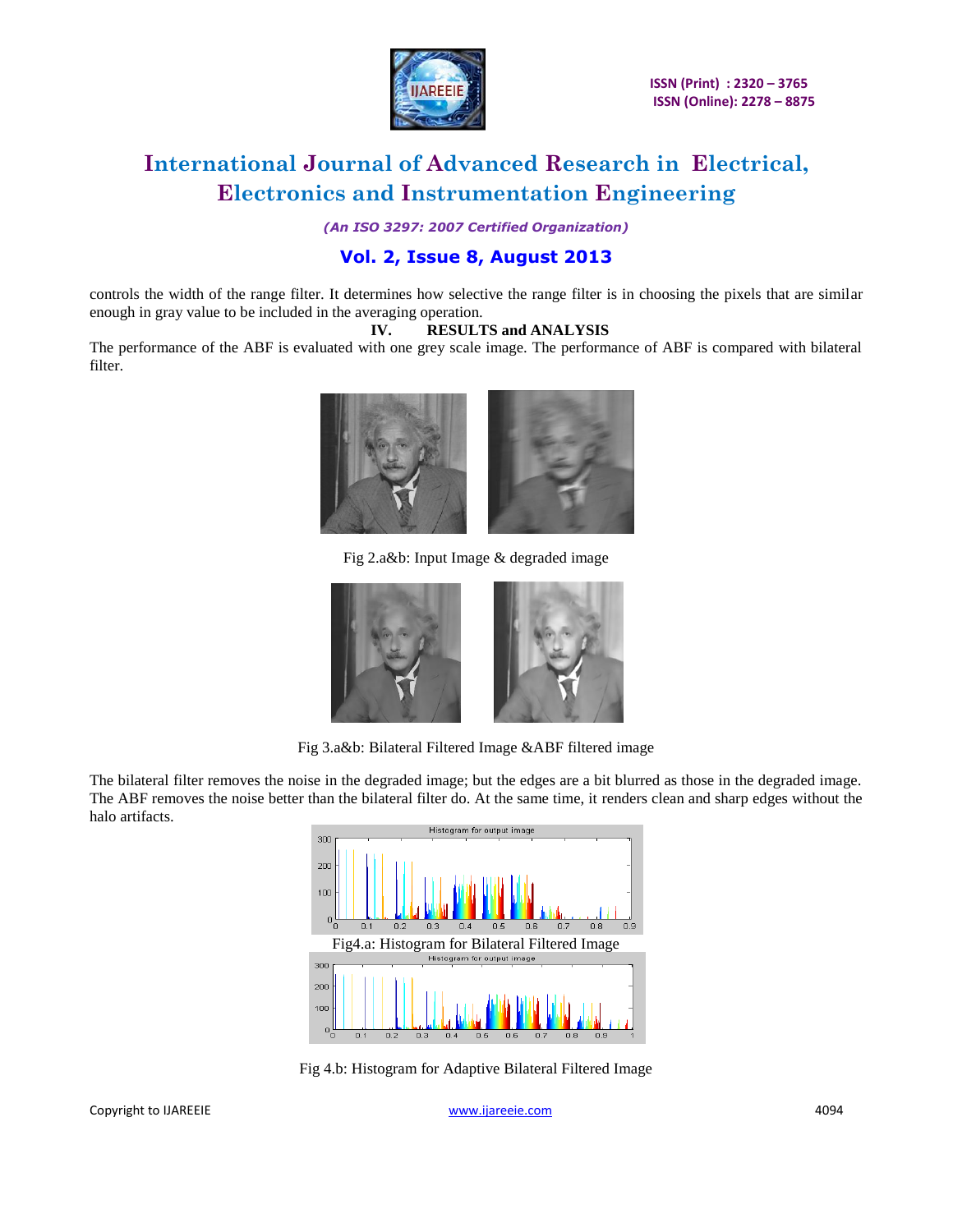controls the width of the range filter. It determines how selective the range filter is in choosing the pixels that are similar enough in gray value to be included in the averaging operation.

## IV. RESULTS and ANALYSIS

The performance of the ABF is evaluated with one grey scale image. The performance of ABF is compared with bilateral filter.

Fig 2.a&b: Input Image & degraded image

Fig 3.a&b: Bilateral Filtered Image &ABF filtered image

The bilateral filter removes the noise in the degraded image; but the edges are a bit blurred as those in the degraded image. The ABF removes the noise better than the bilateral filter do. At the same time, it renders clean and sharp edges without the halo artifacts.

Fig4.a: Histogram for Bilateral Filtered Image

Fig 4.b: Histogram for Adaptive Bilateral Filtered Image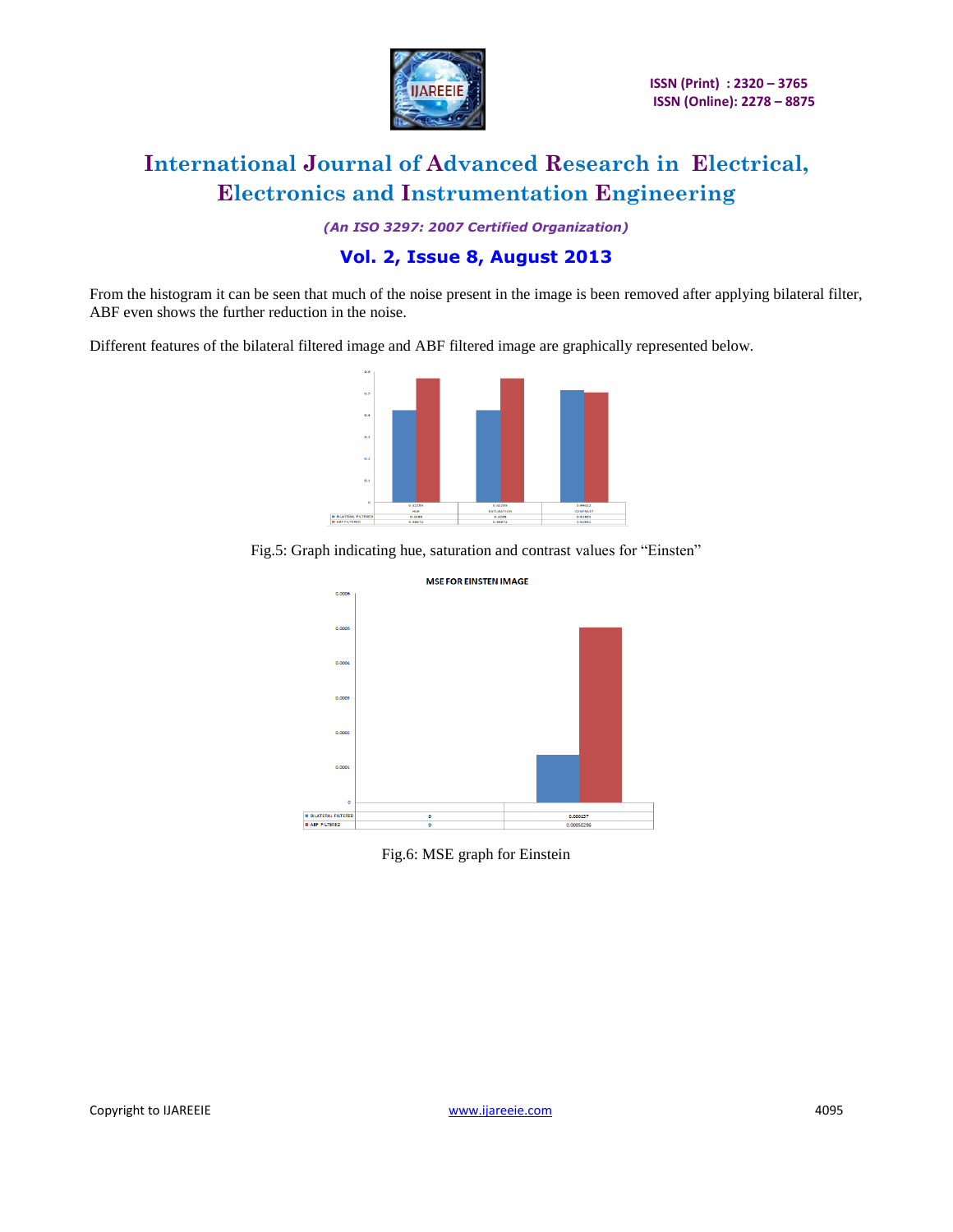From the histogram it can be seen that much of the noise present in the image is been removed after applying bilateral filter, ABF even shows the further reduction in the noise.

Different features of the bilateral filtered image and ABF filtered image are graphically represented below.

0.6
0.5
0.4
0.3
0.2
0.1
0

0.42288 HUE
0.42288 SATURATION
0.49622 CONTRAST

BILATERAL FILTERED 0.4288 0.4288 0.51601
ABF FILTERED 0.56874 0.56874 0.50881

Fig.5: Graph indicating hue, saturation and contrast values for "Einsten"

MSE FOR EINSTEN IMAGE

0.0006
0.0005
0.0004
0.0003
0.0002
0.0001
0

BILATERAL FILTERED 0 0.000137
ABF FILTERED 0 0.00050296

Fig.6: MSE graph for Einstein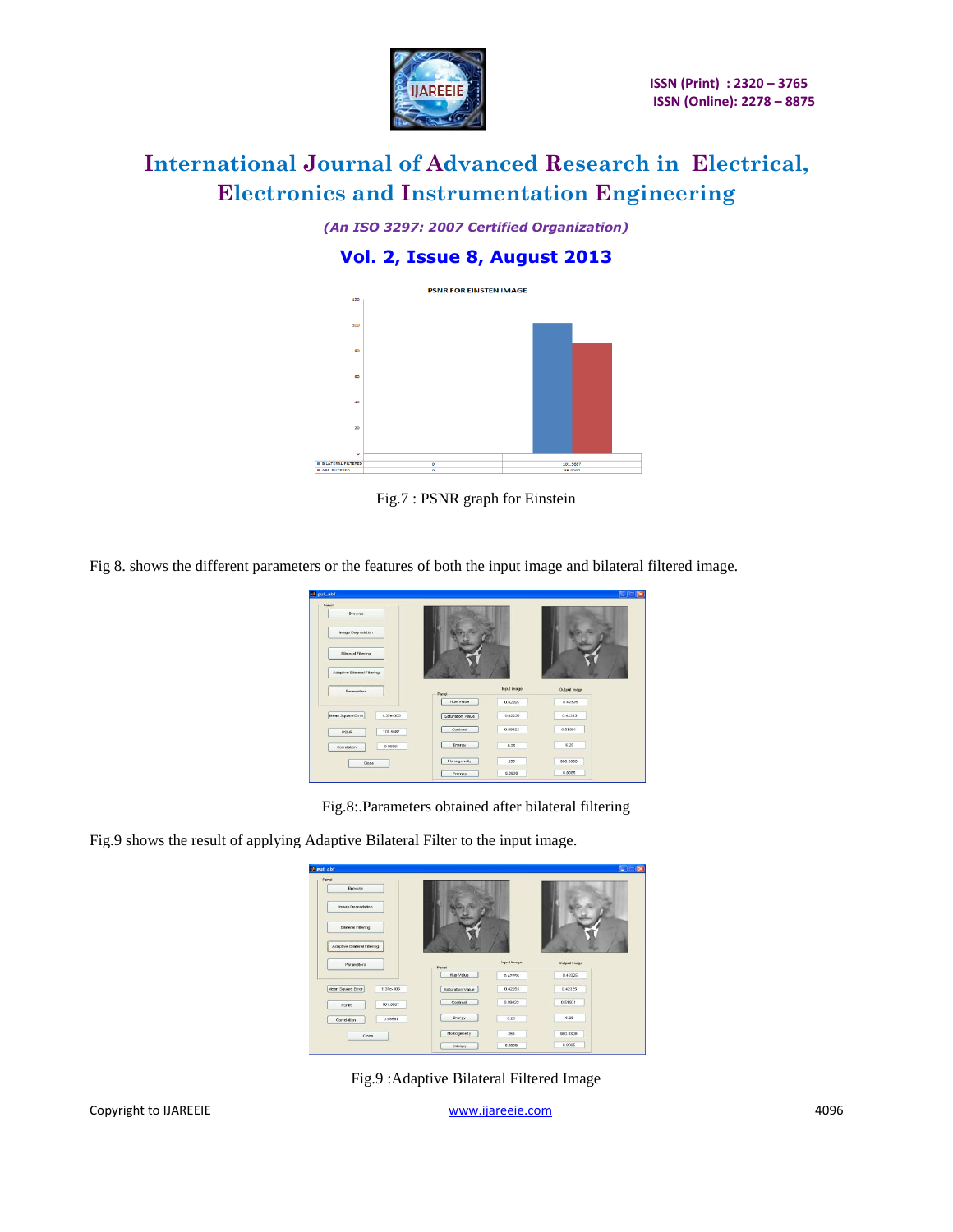PSNR FOR EINSTEN IMAGE

120
100
80
60
40
20
0

BILATERAL FILTERED 0 101.5887
ABF FILTERED 0 86.2267

Fig.7 : PSNR graph for Einstein

Fig 8. shows the different parameters or the features of both the input image and bilateral filtered image.

Fig.8:.Parameters obtained after bilateral filtering

Fig.9 shows the result of applying Adaptive Bilateral Filter to the input image.

Fig.9 :Adaptive Bilateral Filtered Image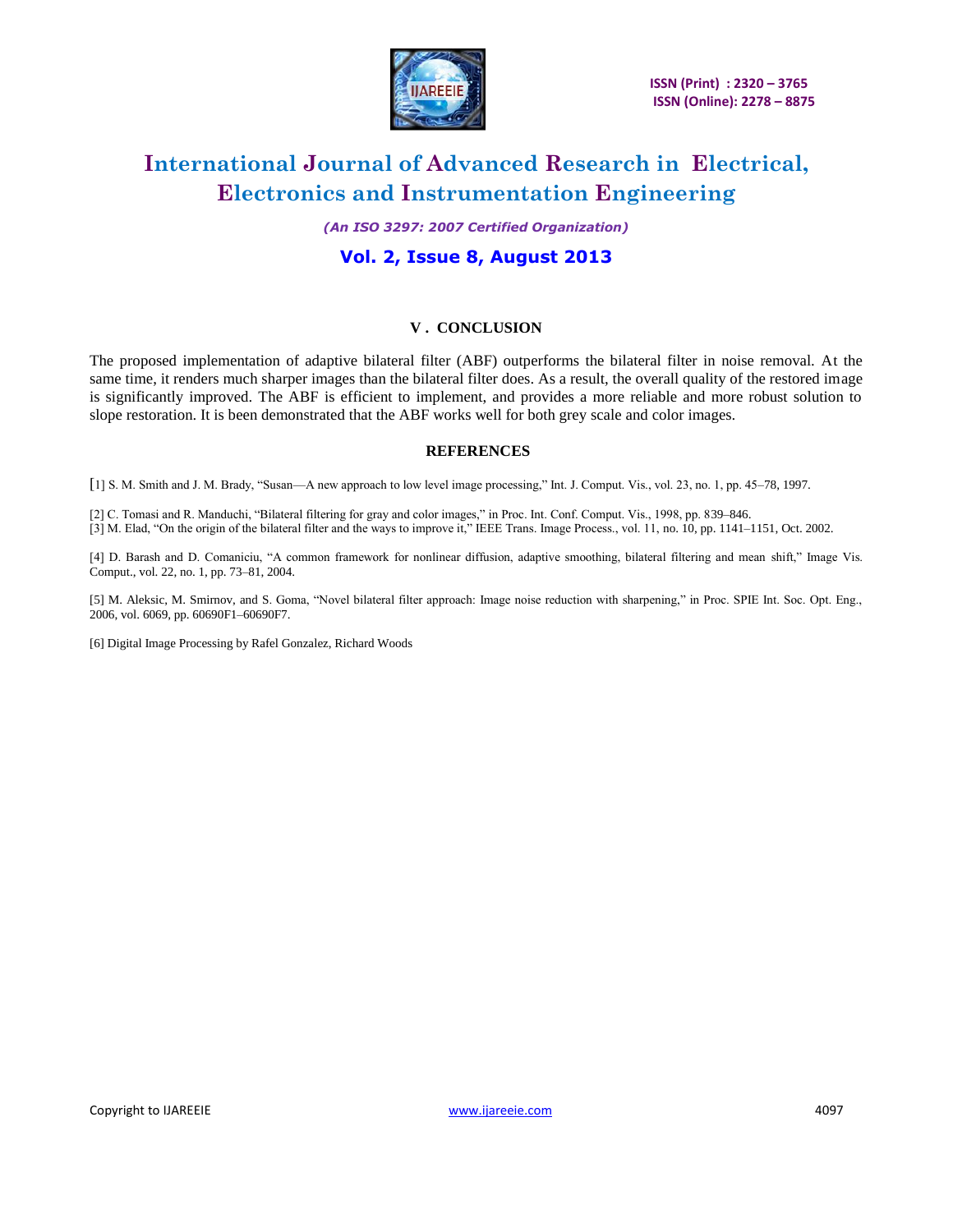## V . CONCLUSION

The proposed implementation of adaptive bilateral filter (ABF) outperforms the bilateral filter in noise removal. At the same time, it renders much sharper images than the bilateral filter does. As a result, the overall quality of the restored image is significantly improved. The ABF is efficient to implement, and provides a more reliable and more robust solution to slope restoration. It is been demonstrated that the ABF works well for both grey scale and color images.

## REFERENCES

[1] S. M. Smith and J. M. Brady, "Susan—A new approach to low level image processing," Int. J. Comput. Vis., vol. 23, no. 1, pp. 45–78, 1997.

[2] C. Tomasi and R. Manduchi, "Bilateral filtering for gray and color images," in Proc. Int. Conf. Comput. Vis., 1998, pp. 839–846.

[3] M. Elad, "On the origin of the bilateral filter and the ways to improve it," IEEE Trans. Image Process., vol. 11, no. 10, pp. 1141–1151, Oct. 2002.

[4] D. Barash and D. Comaniciu, "A common framework for nonlinear diffusion, adaptive smoothing, bilateral filtering and mean shift," Image Vis. Comput., vol. 22, no. 1, pp. 73–81, 2004.

[5] M. Aleksic, M. Smirnov, and S. Goma, "Novel bilateral filter approach: Image noise reduction with sharpening," in Proc. SPIE Int. Soc. Opt. Eng., 2006, vol. 6069, pp. 60690F1–60690F7.

[6] Digital Image Processing by Rafel Gonzalez, Richard Woods